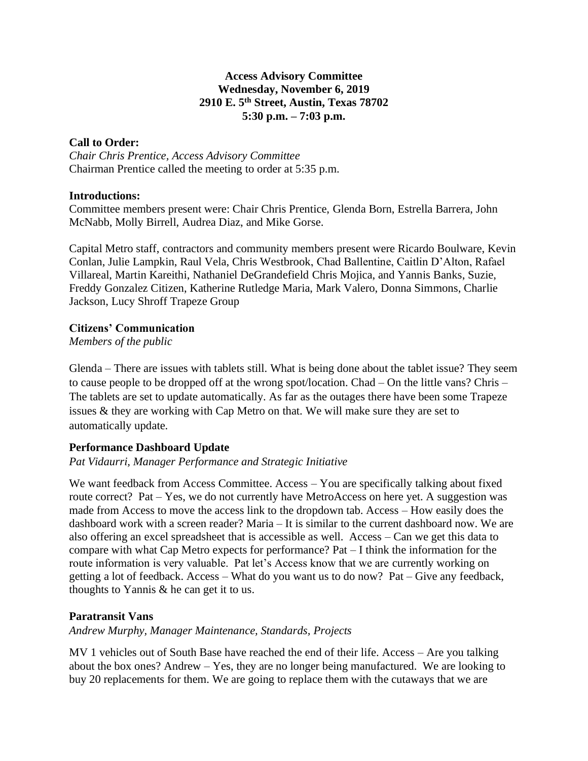**Access Advisory Committee**
**Wednesday, November 6, 2019**
**2910 E. 5th Street, Austin, Texas 78702**
**5:30 p.m. – 7:03 p.m.**

**Call to Order:**
*Chair Chris Prentice, Access Advisory Committee*
Chairman Prentice called the meeting to order at 5:35 p.m.

**Introductions:**
Committee members present were: Chair Chris Prentice, Glenda Born, Estrella Barrera, John McNabb, Molly Birrell, Audrea Diaz, and Mike Gorse.

Capital Metro staff, contractors and community members present were Ricardo Boulware, Kevin Conlan, Julie Lampkin, Raul Vela, Chris Westbrook, Chad Ballentine, Caitlin D'Alton, Rafael Villareal, Martin Kareithi, Nathaniel DeGrandefield Chris Mojica, and Yannis Banks, Suzie, Freddy Gonzalez Citizen, Katherine Rutledge Maria, Mark Valero, Donna Simmons, Charlie Jackson, Lucy Shroff Trapeze Group

**Citizens' Communication**
*Members of the public*

Glenda – There are issues with tablets still. What is being done about the tablet issue? They seem to cause people to be dropped off at the wrong spot/location. Chad – On the little vans? Chris – The tablets are set to update automatically. As far as the outages there have been some Trapeze issues & they are working with Cap Metro on that. We will make sure they are set to automatically update.

**Performance Dashboard Update**
*Pat Vidaurri, Manager Performance and Strategic Initiative*

We want feedback from Access Committee. Access – You are specifically talking about fixed route correct? Pat – Yes, we do not currently have MetroAccess on here yet. A suggestion was made from Access to move the access link to the dropdown tab. Access – How easily does the dashboard work with a screen reader? Maria – It is similar to the current dashboard now. We are also offering an excel spreadsheet that is accessible as well. Access – Can we get this data to compare with what Cap Metro expects for performance? Pat – I think the information for the route information is very valuable. Pat let's Access know that we are currently working on getting a lot of feedback. Access – What do you want us to do now? Pat – Give any feedback, thoughts to Yannis & he can get it to us.

**Paratransit Vans**
*Andrew Murphy, Manager Maintenance, Standards, Projects*

MV 1 vehicles out of South Base have reached the end of their life. Access – Are you talking about the box ones? Andrew – Yes, they are no longer being manufactured. We are looking to buy 20 replacements for them. We are going to replace them with the cutaways that we are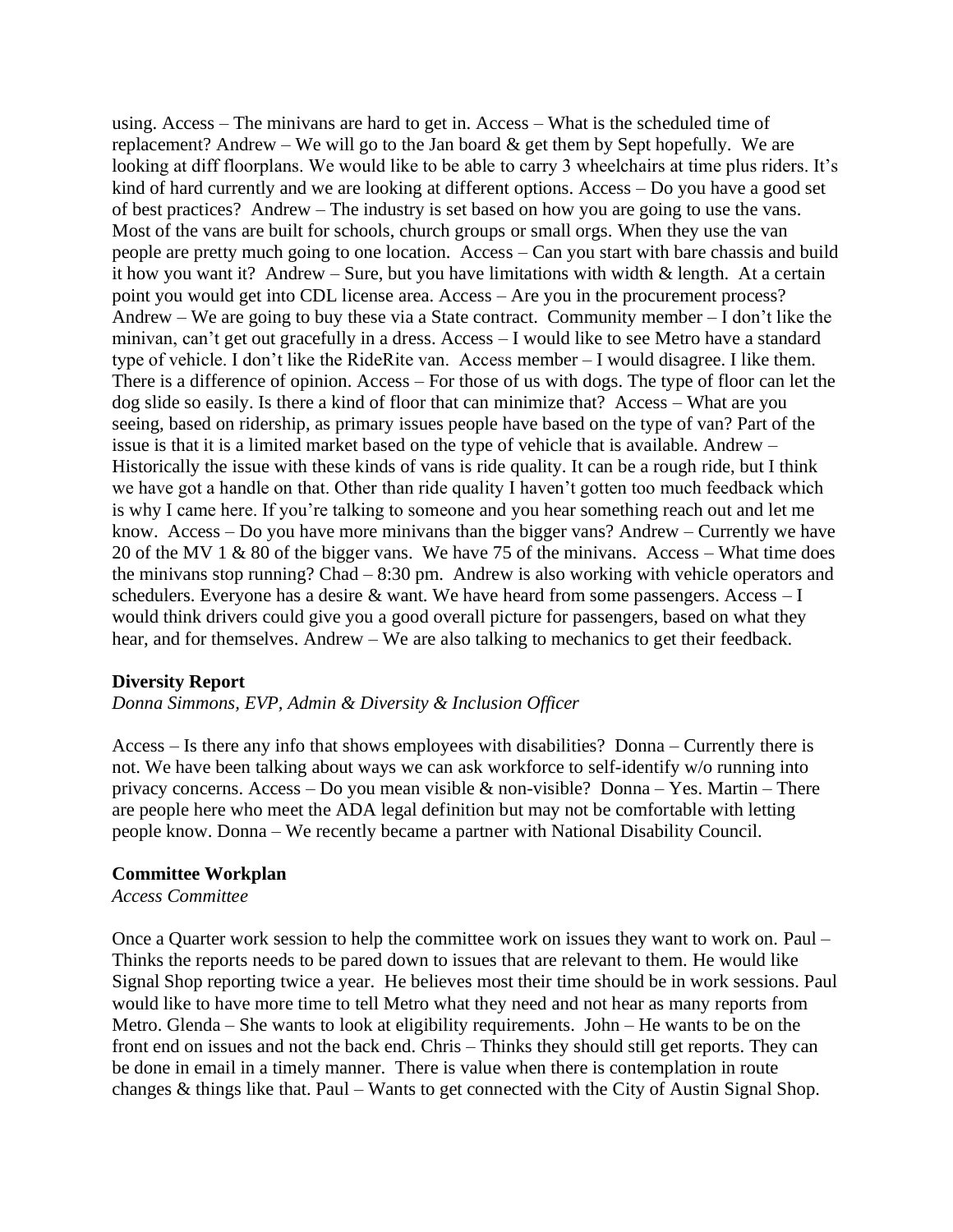using. Access – The minivans are hard to get in. Access – What is the scheduled time of replacement? Andrew – We will go to the Jan board & get them by Sept hopefully. We are looking at diff floorplans. We would like to be able to carry 3 wheelchairs at time plus riders. It's kind of hard currently and we are looking at different options. Access – Do you have a good set of best practices? Andrew – The industry is set based on how you are going to use the vans. Most of the vans are built for schools, church groups or small orgs. When they use the van people are pretty much going to one location. Access – Can you start with bare chassis and build it how you want it? Andrew – Sure, but you have limitations with width & length. At a certain point you would get into CDL license area. Access – Are you in the procurement process? Andrew – We are going to buy these via a State contract. Community member – I don't like the minivan, can't get out gracefully in a dress. Access – I would like to see Metro have a standard type of vehicle. I don't like the RideRite van. Access member – I would disagree. I like them. There is a difference of opinion. Access – For those of us with dogs. The type of floor can let the dog slide so easily. Is there a kind of floor that can minimize that? Access – What are you seeing, based on ridership, as primary issues people have based on the type of van? Part of the issue is that it is a limited market based on the type of vehicle that is available. Andrew – Historically the issue with these kinds of vans is ride quality. It can be a rough ride, but I think we have got a handle on that. Other than ride quality I haven't gotten too much feedback which is why I came here. If you're talking to someone and you hear something reach out and let me know. Access – Do you have more minivans than the bigger vans? Andrew – Currently we have 20 of the MV 1 & 80 of the bigger vans. We have 75 of the minivans. Access – What time does the minivans stop running? Chad – 8:30 pm. Andrew is also working with vehicle operators and schedulers. Everyone has a desire & want. We have heard from some passengers. Access – I would think drivers could give you a good overall picture for passengers, based on what they hear, and for themselves. Andrew – We are also talking to mechanics to get their feedback.

**Diversity Report**

*Donna Simmons, EVP, Admin & Diversity & Inclusion Officer*

Access – Is there any info that shows employees with disabilities? Donna – Currently there is not. We have been talking about ways we can ask workforce to self-identify w/o running into privacy concerns. Access – Do you mean visible & non-visible? Donna – Yes. Martin – There are people here who meet the ADA legal definition but may not be comfortable with letting people know. Donna – We recently became a partner with National Disability Council.

**Committee Workplan**

*Access Committee*

Once a Quarter work session to help the committee work on issues they want to work on. Paul – Thinks the reports needs to be pared down to issues that are relevant to them. He would like Signal Shop reporting twice a year. He believes most their time should be in work sessions. Paul would like to have more time to tell Metro what they need and not hear as many reports from Metro. Glenda – She wants to look at eligibility requirements. John – He wants to be on the front end on issues and not the back end. Chris – Thinks they should still get reports. They can be done in email in a timely manner. There is value when there is contemplation in route changes & things like that. Paul – Wants to get connected with the City of Austin Signal Shop.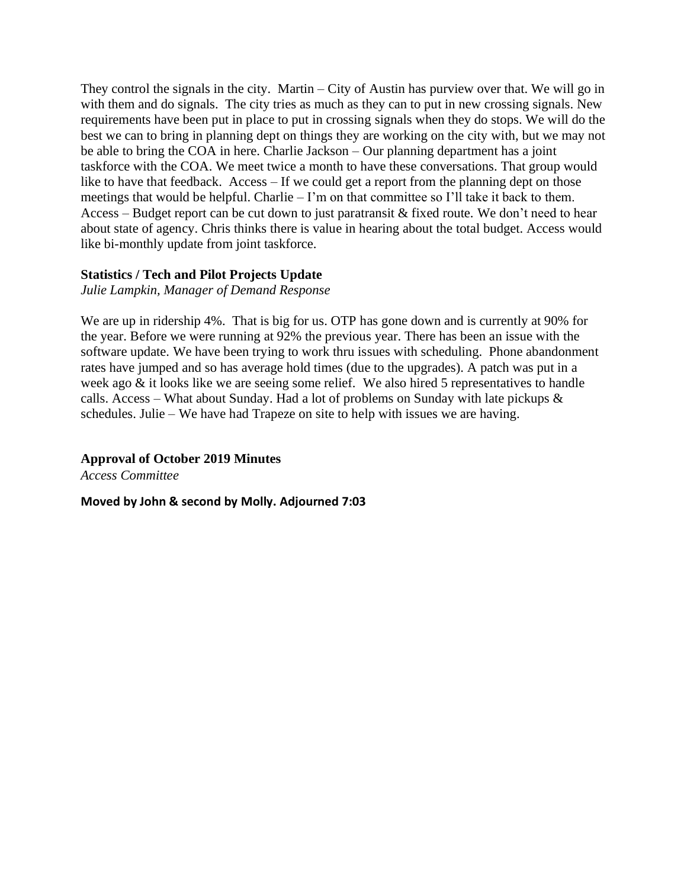They control the signals in the city. Martin – City of Austin has purview over that. We will go in with them and do signals. The city tries as much as they can to put in new crossing signals. New requirements have been put in place to put in crossing signals when they do stops. We will do the best we can to bring in planning dept on things they are working on the city with, but we may not be able to bring the COA in here. Charlie Jackson – Our planning department has a joint taskforce with the COA. We meet twice a month to have these conversations. That group would like to have that feedback. Access – If we could get a report from the planning dept on those meetings that would be helpful. Charlie – I'm on that committee so I'll take it back to them. Access – Budget report can be cut down to just paratransit & fixed route. We don't need to hear about state of agency. Chris thinks there is value in hearing about the total budget. Access would like bi-monthly update from joint taskforce.

**Statistics / Tech and Pilot Projects Update**

*Julie Lampkin, Manager of Demand Response*

We are up in ridership 4%. That is big for us. OTP has gone down and is currently at 90% for the year. Before we were running at 92% the previous year. There has been an issue with the software update. We have been trying to work thru issues with scheduling. Phone abandonment rates have jumped and so has average hold times (due to the upgrades). A patch was put in a week ago & it looks like we are seeing some relief. We also hired 5 representatives to handle calls. Access – What about Sunday. Had a lot of problems on Sunday with late pickups & schedules. Julie – We have had Trapeze on site to help with issues we are having.

**Approval of October 2019 Minutes**

*Access Committee*

**Moved by John & second by Molly. Adjourned 7:03**